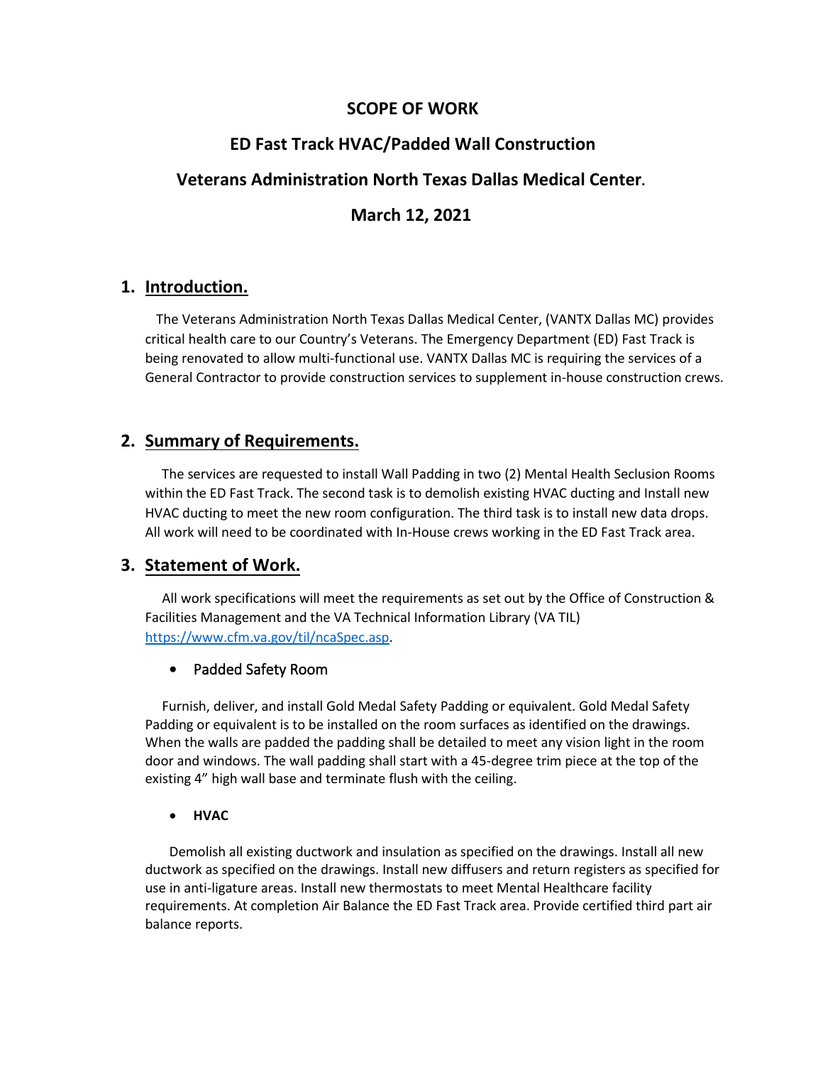# SCOPE OF WORK

# ED Fast Track HVAC/Padded Wall Construction

# Veterans Administration North Texas Dallas Medical Center.

# March 12, 2021

## 1. Introduction.

The Veterans Administration North Texas Dallas Medical Center, (VANTX Dallas MC) provides critical health care to our Country's Veterans. The Emergency Department (ED) Fast Track is being renovated to allow multi-functional use. VANTX Dallas MC is requiring the services of a General Contractor to provide construction services to supplement in-house construction crews.

## 2. Summary of Requirements.

The services are requested to install Wall Padding in two (2) Mental Health Seclusion Rooms within the ED Fast Track. The second task is to demolish existing HVAC ducting and Install new HVAC ducting to meet the new room configuration. The third task is to install new data drops. All work will need to be coordinated with In-House crews working in the ED Fast Track area.

## 3. Statement of Work.

All work specifications will meet the requirements as set out by the Office of Construction & Facilities Management and the VA Technical Information Library (VA TIL) https://www.cfm.va.gov/til/ncaSpec.asp.

- Padded Safety Room

Furnish, deliver, and install Gold Medal Safety Padding or equivalent. Gold Medal Safety Padding or equivalent is to be installed on the room surfaces as identified on the drawings. When the walls are padded the padding shall be detailed to meet any vision light in the room door and windows. The wall padding shall start with a 45-degree trim piece at the top of the existing 4" high wall base and terminate flush with the ceiling.

- **HVAC**

Demolish all existing ductwork and insulation as specified on the drawings. Install all new ductwork as specified on the drawings. Install new diffusers and return registers as specified for use in anti-ligature areas. Install new thermostats to meet Mental Healthcare facility requirements. At completion Air Balance the ED Fast Track area. Provide certified third part air balance reports.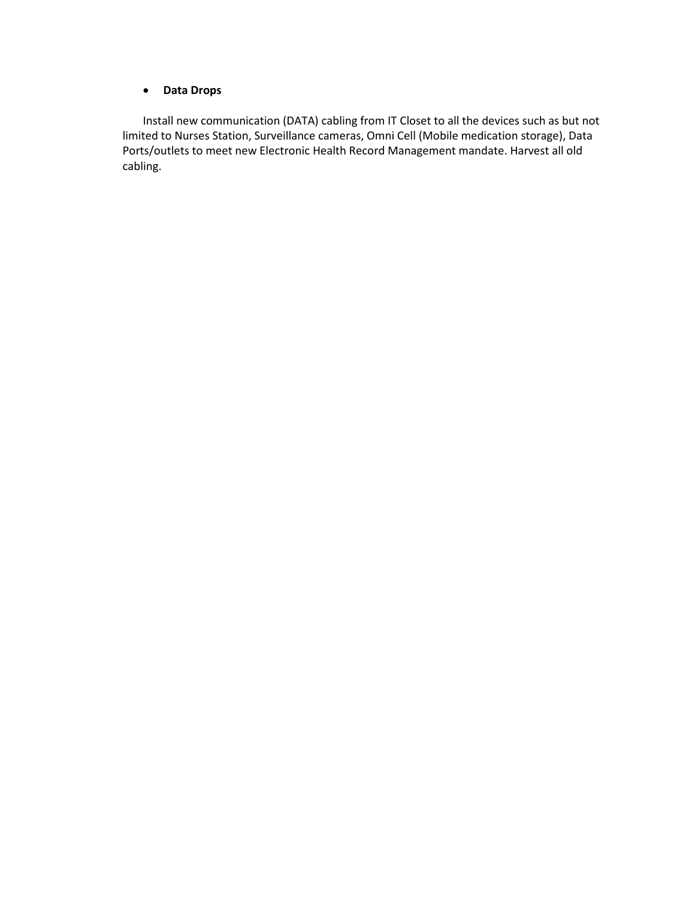- **Data Drops**

Install new communication (DATA) cabling from IT Closet to all the devices such as but not limited to Nurses Station, Surveillance cameras, Omni Cell (Mobile medication storage), Data Ports/outlets to meet new Electronic Health Record Management mandate. Harvest all old cabling.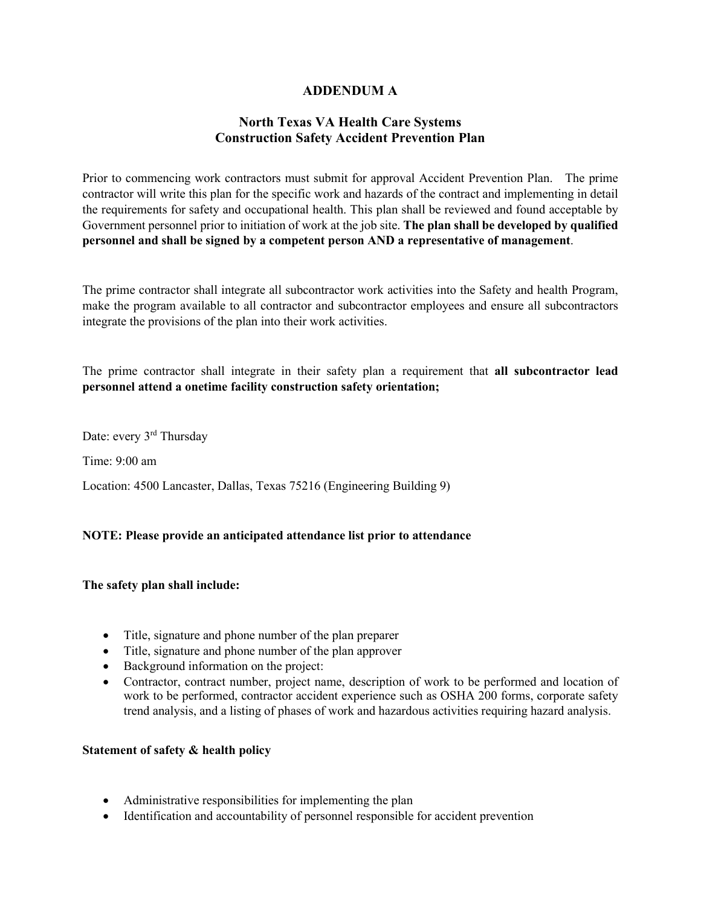# ADDENDUM A

## North Texas VA Health Care Systems
## Construction Safety Accident Prevention Plan

Prior to commencing work contractors must submit for approval Accident Prevention Plan. The prime contractor will write this plan for the specific work and hazards of the contract and implementing in detail the requirements for safety and occupational health. This plan shall be reviewed and found acceptable by Government personnel prior to initiation of work at the job site. **The plan shall be developed by qualified personnel and shall be signed by a competent person AND a representative of management**.

The prime contractor shall integrate all subcontractor work activities into the Safety and health Program, make the program available to all contractor and subcontractor employees and ensure all subcontractors integrate the provisions of the plan into their work activities.

The prime contractor shall integrate in their safety plan a requirement that **all subcontractor lead personnel attend a onetime facility construction safety orientation;**

Date: every 3rd Thursday

Time: 9:00 am

Location: 4500 Lancaster, Dallas, Texas 75216 (Engineering Building 9)

**NOTE: Please provide an anticipated attendance list prior to attendance**

**The safety plan shall include:**

- Title, signature and phone number of the plan preparer
- Title, signature and phone number of the plan approver
- Background information on the project:
- Contractor, contract number, project name, description of work to be performed and location of work to be performed, contractor accident experience such as OSHA 200 forms, corporate safety trend analysis, and a listing of phases of work and hazardous activities requiring hazard analysis.

**Statement of safety & health policy**

- Administrative responsibilities for implementing the plan
- Identification and accountability of personnel responsible for accident prevention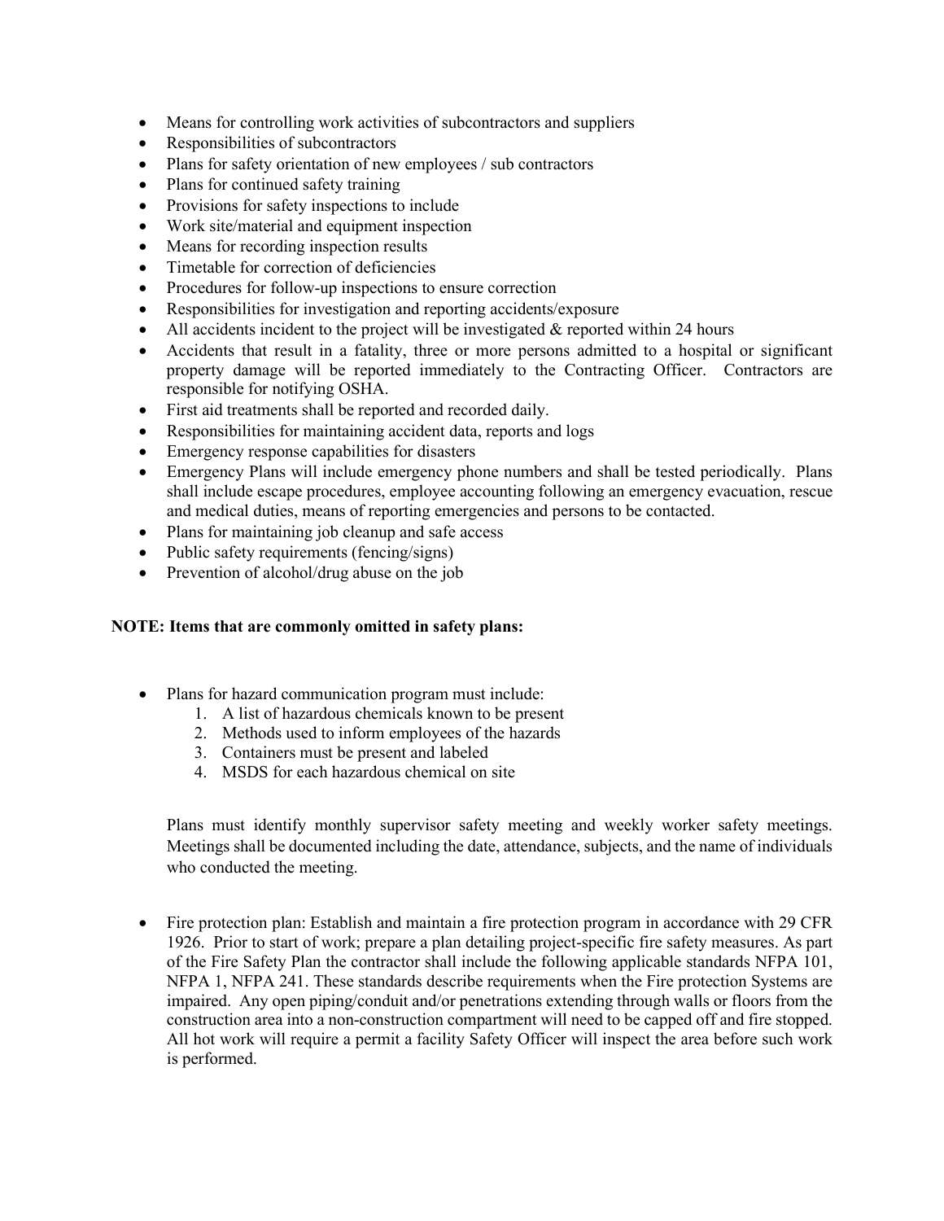- Means for controlling work activities of subcontractors and suppliers
- Responsibilities of subcontractors
- Plans for safety orientation of new employees / sub contractors
- Plans for continued safety training
- Provisions for safety inspections to include
- Work site/material and equipment inspection
- Means for recording inspection results
- Timetable for correction of deficiencies
- Procedures for follow-up inspections to ensure correction
- Responsibilities for investigation and reporting accidents/exposure
- All accidents incident to the project will be investigated & reported within 24 hours
- Accidents that result in a fatality, three or more persons admitted to a hospital or significant property damage will be reported immediately to the Contracting Officer. Contractors are responsible for notifying OSHA.
- First aid treatments shall be reported and recorded daily.
- Responsibilities for maintaining accident data, reports and logs
- Emergency response capabilities for disasters
- Emergency Plans will include emergency phone numbers and shall be tested periodically. Plans shall include escape procedures, employee accounting following an emergency evacuation, rescue and medical duties, means of reporting emergencies and persons to be contacted.
- Plans for maintaining job cleanup and safe access
- Public safety requirements (fencing/signs)
- Prevention of alcohol/drug abuse on the job

**NOTE: Items that are commonly omitted in safety plans:**

- Plans for hazard communication program must include:
  1. A list of hazardous chemicals known to be present
  2. Methods used to inform employees of the hazards
  3. Containers must be present and labeled
  4. MSDS for each hazardous chemical on site

  Plans must identify monthly supervisor safety meeting and weekly worker safety meetings. Meetings shall be documented including the date, attendance, subjects, and the name of individuals who conducted the meeting.

- Fire protection plan: Establish and maintain a fire protection program in accordance with 29 CFR 1926. Prior to start of work; prepare a plan detailing project-specific fire safety measures. As part of the Fire Safety Plan the contractor shall include the following applicable standards NFPA 101, NFPA 1, NFPA 241. These standards describe requirements when the Fire protection Systems are impaired. Any open piping/conduit and/or penetrations extending through walls or floors from the construction area into a non-construction compartment will need to be capped off and fire stopped. All hot work will require a permit a facility Safety Officer will inspect the area before such work is performed.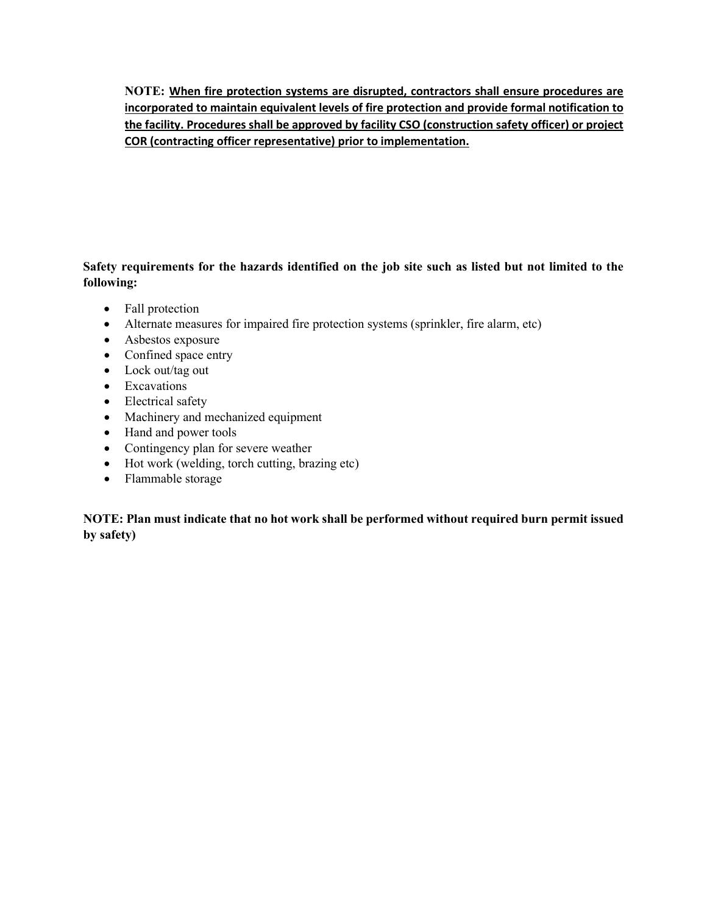**NOTE: When fire protection systems are disrupted, contractors shall ensure procedures are incorporated to maintain equivalent levels of fire protection and provide formal notification to the facility. Procedures shall be approved by facility CSO (construction safety officer) or project COR (contracting officer representative) prior to implementation.**

**Safety requirements for the hazards identified on the job site such as listed but not limited to the following:**

- Fall protection
- Alternate measures for impaired fire protection systems (sprinkler, fire alarm, etc)
- Asbestos exposure
- Confined space entry
- Lock out/tag out
- Excavations
- Electrical safety
- Machinery and mechanized equipment
- Hand and power tools
- Contingency plan for severe weather
- Hot work (welding, torch cutting, brazing etc)
- Flammable storage

**NOTE: Plan must indicate that no hot work shall be performed without required burn permit issued by safety)**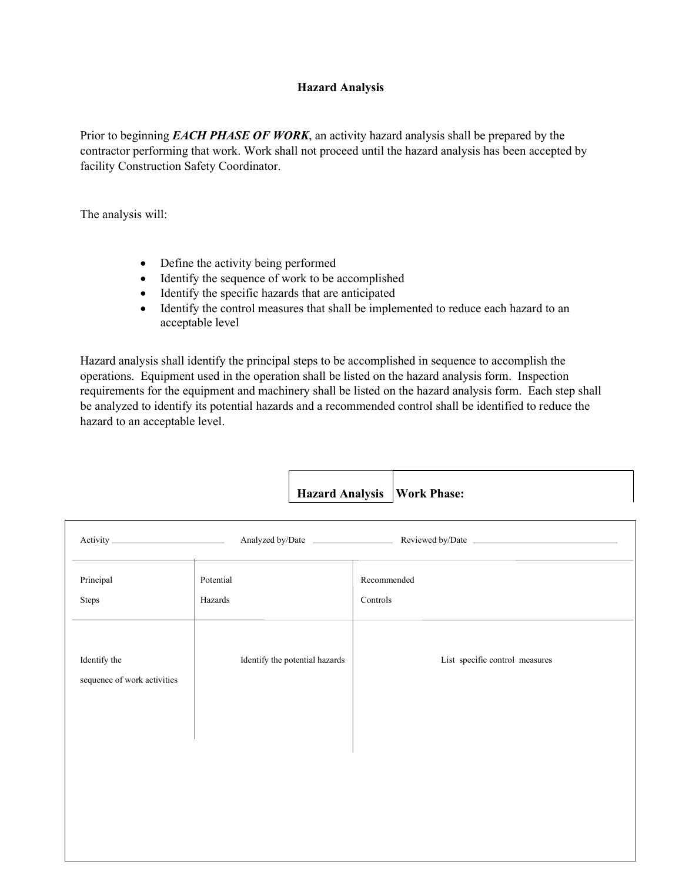## Hazard Analysis

Prior to beginning ***EACH PHASE OF WORK***, an activity hazard analysis shall be prepared by the contractor performing that work. Work shall not proceed until the hazard analysis has been accepted by facility Construction Safety Coordinator.

The analysis will:

- Define the activity being performed
- Identify the sequence of work to be accomplished
- Identify the specific hazards that are anticipated
- Identify the control measures that shall be implemented to reduce each hazard to an acceptable level

Hazard analysis shall identify the principal steps to be accomplished in sequence to accomplish the operations. Equipment used in the operation shall be listed on the hazard analysis form. Inspection requirements for the equipment and machinery shall be listed on the hazard analysis form. Each step shall be analyzed to identify its potential hazards and a recommended control shall be identified to reduce the hazard to an acceptable level.

| **Hazard Analysis** | **Work Phase:** |
|---|---|

Activity ________________________ Analyzed by/Date __________________ Reviewed by/Date ________________________________

| Principal Steps | Potential Hazards | Recommended Controls |
|---|---|---|
| Identify the sequence of work activities | Identify the potential hazards | List specific control measures |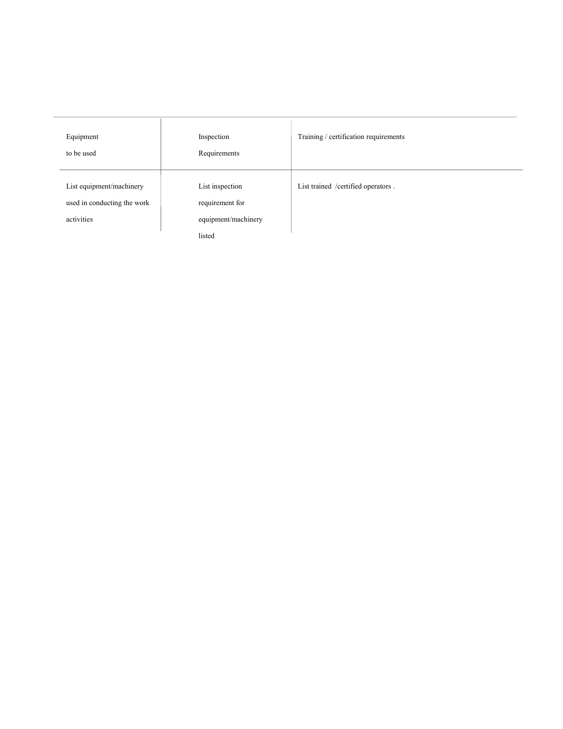| Equipment to be used | Inspection Requirements | Training / certification requirements |
|---|---|---|
| List equipment/machinery used in conducting the work activities | List inspection requirement for equipment/machinery listed | List trained /certified operators . |